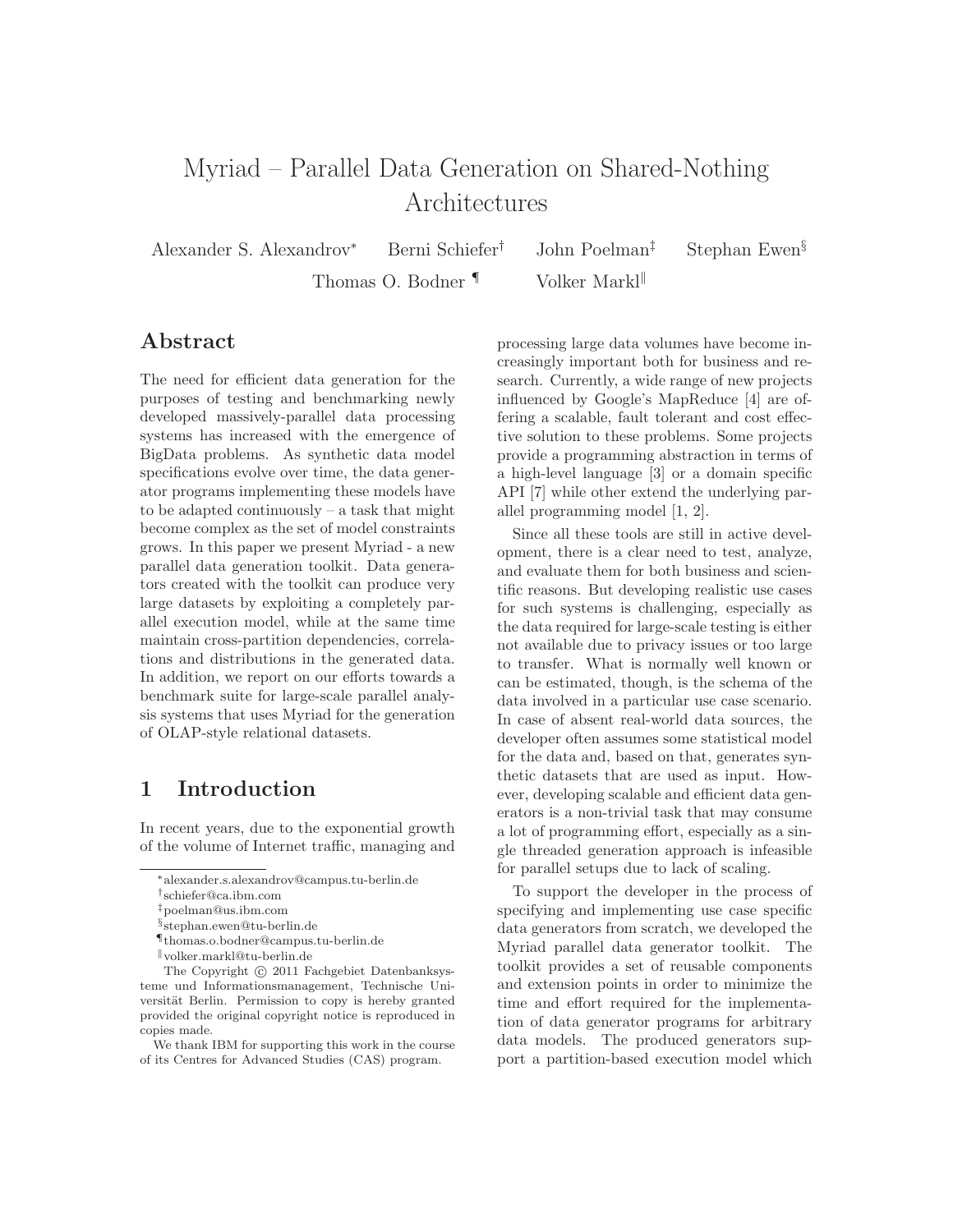# Myriad – Parallel Data Generation on Shared-Nothing Architectures

Alexander S. Alexandrov* Berni Schiefer† John Poelman‡ Stephan Ewen§
Thomas O. Bodner ¶ Volker Markl‖

## Abstract

The need for efficient data generation for the purposes of testing and benchmarking newly developed massively-parallel data processing systems has increased with the emergence of BigData problems. As synthetic data model specifications evolve over time, the data generator programs implementing these models have to be adapted continuously – a task that might become complex as the set of model constraints grows. In this paper we present Myriad - a new parallel data generation toolkit. Data generators created with the toolkit can produce very large datasets by exploiting a completely parallel execution model, while at the same time maintain cross-partition dependencies, correlations and distributions in the generated data. In addition, we report on our efforts towards a benchmark suite for large-scale parallel analysis systems that uses Myriad for the generation of OLAP-style relational datasets.

## 1 Introduction

In recent years, due to the exponential growth of the volume of Internet traffic, managing and processing large data volumes have become increasingly important both for business and research. Currently, a wide range of new projects influenced by Google's MapReduce [4] are offering a scalable, fault tolerant and cost effective solution to these problems. Some projects provide a programming abstraction in terms of a high-level language [3] or a domain specific API [7] while other extend the underlying parallel programming model [1, 2].

Since all these tools are still in active development, there is a clear need to test, analyze, and evaluate them for both business and scientific reasons. But developing realistic use cases for such systems is challenging, especially as the data required for large-scale testing is either not available due to privacy issues or too large to transfer. What is normally well known or can be estimated, though, is the schema of the data involved in a particular use case scenario. In case of absent real-world data sources, the developer often assumes some statistical model for the data and, based on that, generates synthetic datasets that are used as input. However, developing scalable and efficient data generators is a non-trivial task that may consume a lot of programming effort, especially as a single threaded generation approach is infeasible for parallel setups due to lack of scaling.

To support the developer in the process of specifying and implementing use case specific data generators from scratch, we developed the Myriad parallel data generator toolkit. The toolkit provides a set of reusable components and extension points in order to minimize the time and effort required for the implementation of data generator programs for arbitrary data models. The produced generators support a partition-based execution model which

---

*alexander.s.alexandrov@campus.tu-berlin.de
†schiefer@ca.ibm.com
‡poelman@us.ibm.com
§stephan.ewen@tu-berlin.de
¶thomas.o.bodner@campus.tu-berlin.de
‖volker.markl@tu-berlin.de

The Copyright © 2011 Fachgebiet Datenbanksysteme und Informationsmanagement, Technische Universität Berlin. Permission to copy is hereby granted provided the original copyright notice is reproduced in copies made.

We thank IBM for supporting this work in the course of its Centres for Advanced Studies (CAS) program.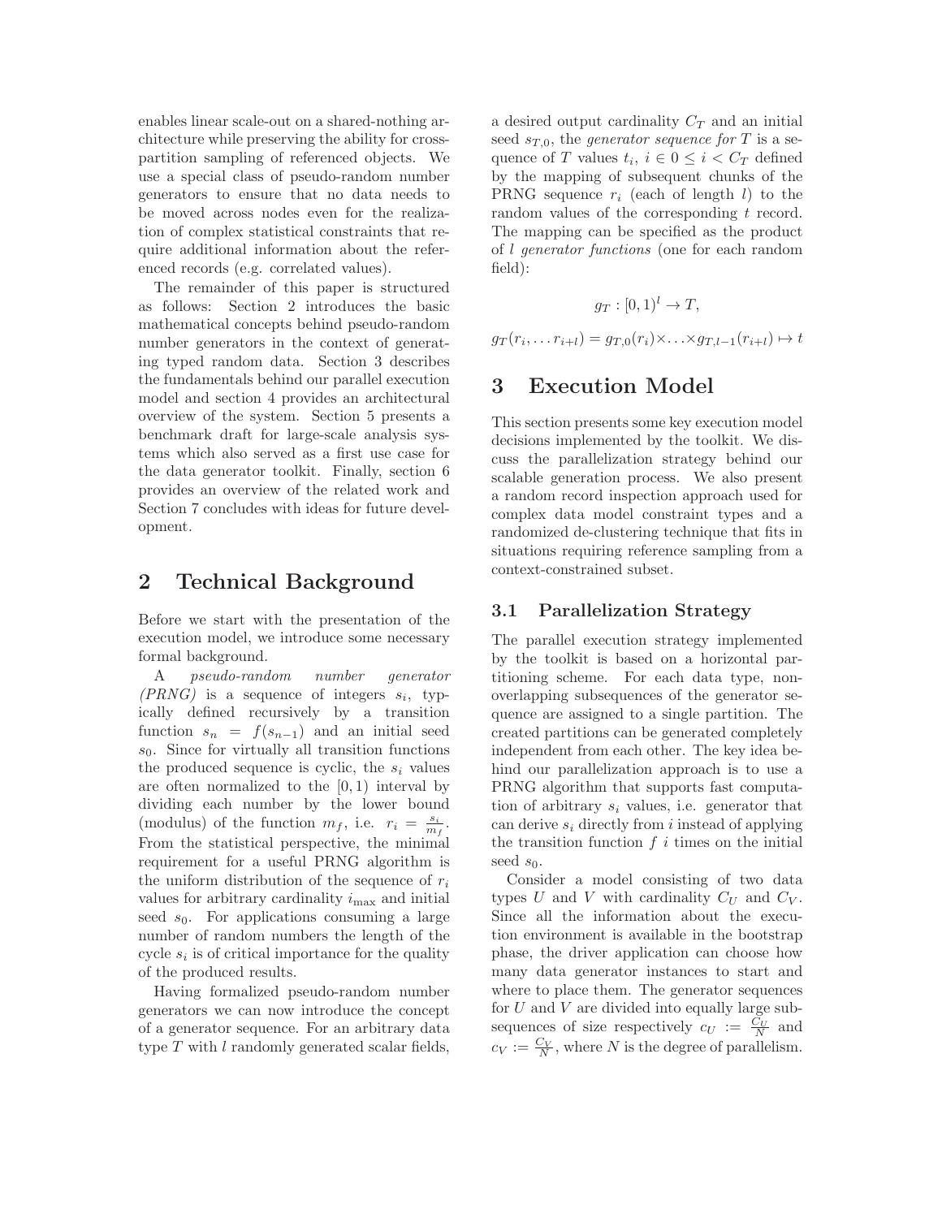enables linear scale-out on a shared-nothing architecture while preserving the ability for cross-partition sampling of referenced objects. We use a special class of pseudo-random number generators to ensure that no data needs to be moved across nodes even for the realization of complex statistical constraints that require additional information about the referenced records (e.g. correlated values).

The remainder of this paper is structured as follows: Section 2 introduces the basic mathematical concepts behind pseudo-random number generators in the context of generating typed random data. Section 3 describes the fundamentals behind our parallel execution model and section 4 provides an architectural overview of the system. Section 5 presents a benchmark draft for large-scale analysis systems which also served as a first use case for the data generator toolkit. Finally, section 6 provides an overview of the related work and Section 7 concludes with ideas for future development.

## 2 Technical Background

Before we start with the presentation of the execution model, we introduce some necessary formal background.

A *pseudo-random number generator (PRNG)* is a sequence of integers $s_i$, typically defined recursively by a transition function $s_n = f(s_{n-1})$ and an initial seed $s_0$. Since for virtually all transition functions the produced sequence is cyclic, the $s_i$ values are often normalized to the $[0, 1)$ interval by dividing each number by the lower bound (modulus) of the function $m_f$, i.e. $r_i = \frac{s_i}{m_f}$. From the statistical perspective, the minimal requirement for a useful PRNG algorithm is the uniform distribution of the sequence of $r_i$ values for arbitrary cardinality $i_{\max}$ and initial seed $s_0$. For applications consuming a large number of random numbers the length of the cycle $s_i$ is of critical importance for the quality of the produced results.

Having formalized pseudo-random number generators we can now introduce the concept of a generator sequence. For an arbitrary data type $T$ with $l$ randomly generated scalar fields, a desired output cardinality $C_T$ and an initial seed $s_{T,0}$, the *generator sequence for* $T$ is a sequence of $T$ values $t_i$, $i \in 0 \leq i < C_T$ defined by the mapping of subsequent chunks of the PRNG sequence $r_i$ (each of length $l$) to the random values of the corresponding $t$ record. The mapping can be specified as the product of $l$ *generator functions* (one for each random field):

$$g_T : [0, 1)^l \to T,$$

$$g_T(r_i, \ldots r_{i+l}) = g_{T,0}(r_i) \times \ldots \times g_{T,l-1}(r_{i+l}) \mapsto t$$

## 3 Execution Model

This section presents some key execution model decisions implemented by the toolkit. We discuss the parallelization strategy behind our scalable generation process. We also present a random record inspection approach used for complex data model constraint types and a randomized de-clustering technique that fits in situations requiring reference sampling from a context-constrained subset.

### 3.1 Parallelization Strategy

The parallel execution strategy implemented by the toolkit is based on a horizontal partitioning scheme. For each data type, non-overlapping subsequences of the generator sequence are assigned to a single partition. The created partitions can be generated completely independent from each other. The key idea behind our parallelization approach is to use a PRNG algorithm that supports fast computation of arbitrary $s_i$ values, i.e. generator that can derive $s_i$ directly from $i$ instead of applying the transition function $f$ $i$ times on the initial seed $s_0$.

Consider a model consisting of two data types $U$ and $V$ with cardinality $C_U$ and $C_V$. Since all the information about the execution environment is available in the bootstrap phase, the driver application can choose how many data generator instances to start and where to place them. The generator sequences for $U$ and $V$ are divided into equally large subsequences of size respectively $c_U := \frac{C_U}{N}$ and $c_V := \frac{C_V}{N}$, where $N$ is the degree of parallelism.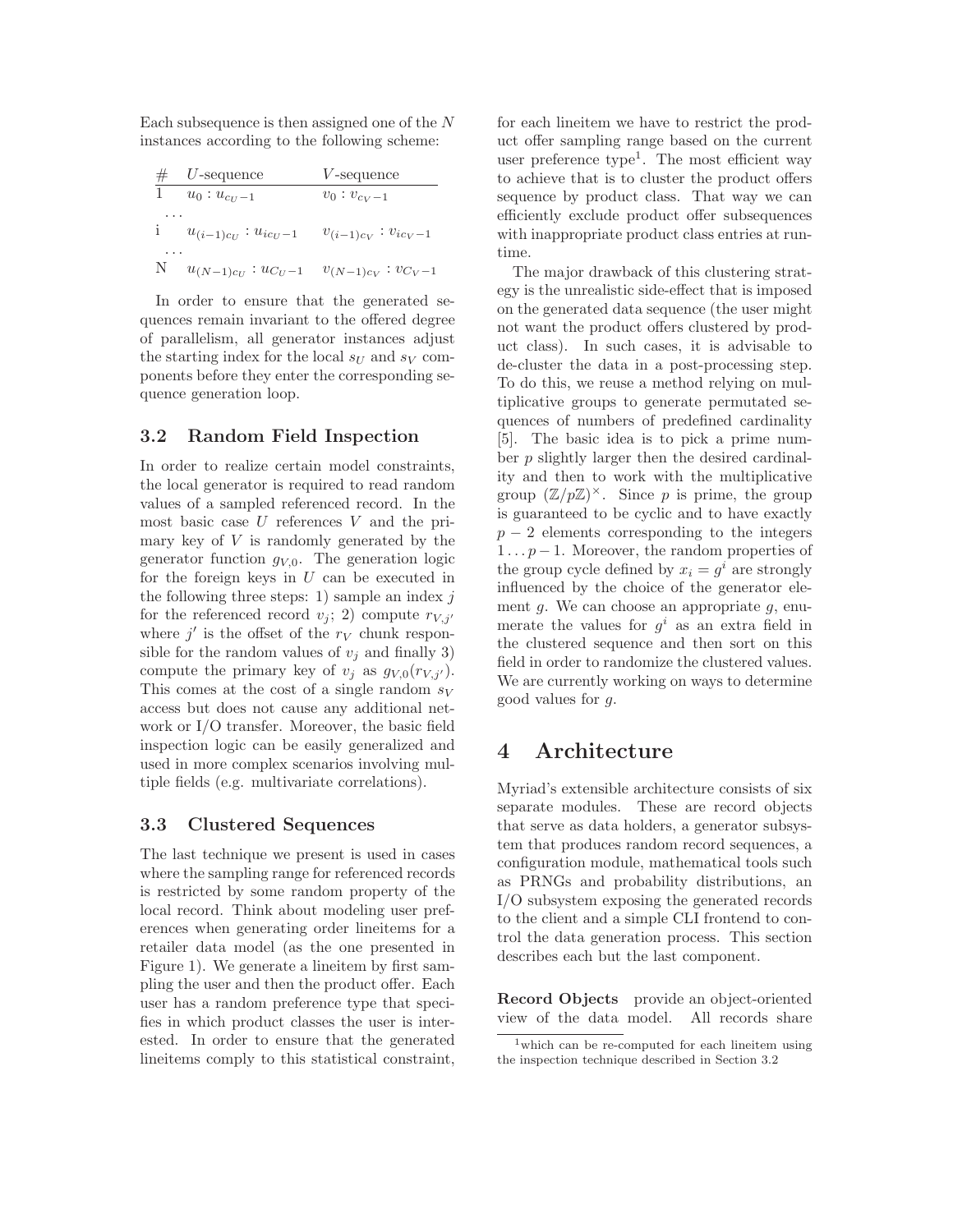Each subsequence is then assigned one of the $N$ instances according to the following scheme:

| # | $U$-sequence | $V$-sequence |
|---|---|---|
| 1 | $u_0 : u_{c_U-1}$ | $v_0 : v_{c_V-1}$ |
| ... | | |
| i | $u_{(i-1)c_U} : u_{ic_U-1}$ | $v_{(i-1)c_V} : v_{ic_V-1}$ |
| ... | | |
| N | $u_{(N-1)c_U} : u_{C_U-1}$ | $v_{(N-1)c_V} : v_{C_V-1}$ |

In order to ensure that the generated sequences remain invariant to the offered degree of parallelism, all generator instances adjust the starting index for the local $s_U$ and $s_V$ components before they enter the corresponding sequence generation loop.

### 3.2 Random Field Inspection

In order to realize certain model constraints, the local generator is required to read random values of a sampled referenced record. In the most basic case $U$ references $V$ and the primary key of $V$ is randomly generated by the generator function $g_{V,0}$. The generation logic for the foreign keys in $U$ can be executed in the following three steps: 1) sample an index $j$ for the referenced record $v_j$; 2) compute $r_{V,j'}$ where $j'$ is the offset of the $r_V$ chunk responsible for the random values of $v_j$ and finally 3) compute the primary key of $v_j$ as $g_{V,0}(r_{V,j'})$. This comes at the cost of a single random $s_V$ access but does not cause any additional network or I/O transfer. Moreover, the basic field inspection logic can be easily generalized and used in more complex scenarios involving multiple fields (e.g. multivariate correlations).

### 3.3 Clustered Sequences

The last technique we present is used in cases where the sampling range for referenced records is restricted by some random property of the local record. Think about modeling user preferences when generating order lineitems for a retailer data model (as the one presented in Figure 1). We generate a lineitem by first sampling the user and then the product offer. Each user has a random preference type that specifies in which product classes the user is interested. In order to ensure that the generated lineitems comply to this statistical constraint, for each lineitem we have to restrict the product offer sampling range based on the current user preference type[1]. The most efficient way to achieve that is to cluster the product offers sequence by product class. That way we can efficiently exclude product offer subsequences with inappropriate product class entries at runtime.

The major drawback of this clustering strategy is the unrealistic side-effect that is imposed on the generated data sequence (the user might not want the product offers clustered by product class). In such cases, it is advisable to de-cluster the data in a post-processing step. To do this, we reuse a method relying on multiplicative groups to generate permutated sequences of numbers of predefined cardinality [5]. The basic idea is to pick a prime number $p$ slightly larger then the desired cardinality and then to work with the multiplicative group $(\mathbb{Z}/p\mathbb{Z})^{\times}$. Since $p$ is prime, the group is guaranteed to be cyclic and to have exactly $p-2$ elements corresponding to the integers $1 \ldots p-1$. Moreover, the random properties of the group cycle defined by $x_i = g^i$ are strongly influenced by the choice of the generator element $g$. We can choose an appropriate $g$, enumerate the values for $g^i$ as an extra field in the clustered sequence and then sort on this field in order to randomize the clustered values. We are currently working on ways to determine good values for $g$.

# 4 Architecture

Myriad's extensible architecture consists of six separate modules. These are record objects that serve as data holders, a generator subsystem that produces random record sequences, a configuration module, mathematical tools such as PRNGs and probability distributions, an I/O subsystem exposing the generated records to the client and a simple CLI frontend to control the data generation process. This section describes each but the last component.

**Record Objects** provide an object-oriented view of the data model. All records share

[1] which can be re-computed for each lineitem using the inspection technique described in Section 3.2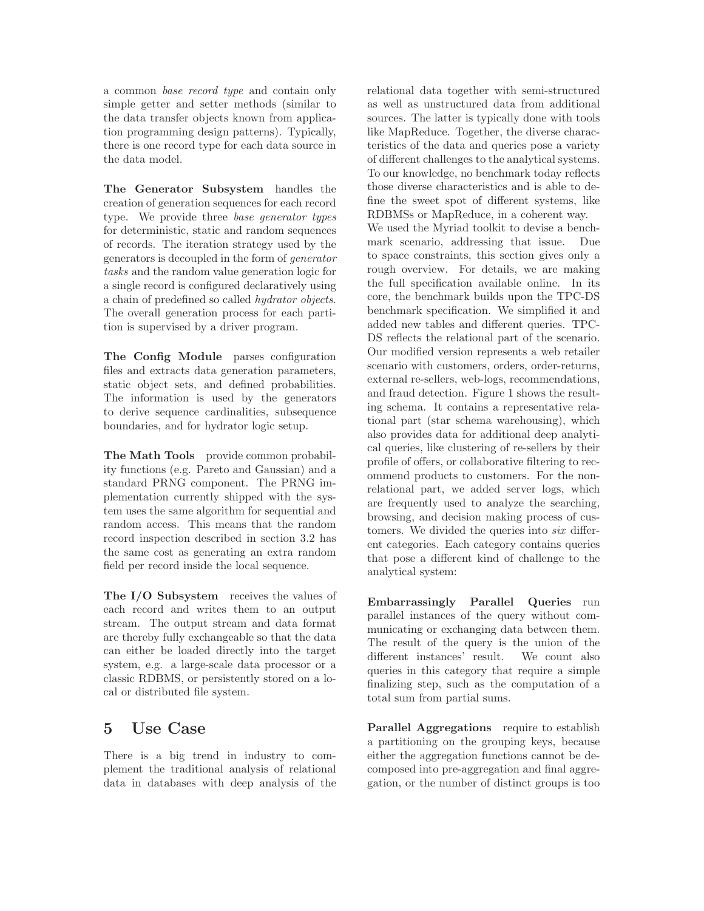a common *base record type* and contain only simple getter and setter methods (similar to the data transfer objects known from application programming design patterns). Typically, there is one record type for each data source in the data model.

**The Generator Subsystem** handles the creation of generation sequences for each record type. We provide three *base generator types* for deterministic, static and random sequences of records. The iteration strategy used by the generators is decoupled in the form of *generator tasks* and the random value generation logic for a single record is configured declaratively using a chain of predefined so called *hydrator objects*. The overall generation process for each partition is supervised by a driver program.

**The Config Module** parses configuration files and extracts data generation parameters, static object sets, and defined probabilities. The information is used by the generators to derive sequence cardinalities, subsequence boundaries, and for hydrator logic setup.

**The Math Tools** provide common probability functions (e.g. Pareto and Gaussian) and a standard PRNG component. The PRNG implementation currently shipped with the system uses the same algorithm for sequential and random access. This means that the random record inspection described in section 3.2 has the same cost as generating an extra random field per record inside the local sequence.

**The I/O Subsystem** receives the values of each record and writes them to an output stream. The output stream and data format are thereby fully exchangeable so that the data can either be loaded directly into the target system, e.g. a large-scale data processor or a classic RDBMS, or persistently stored on a local or distributed file system.

# 5 Use Case

There is a big trend in industry to complement the traditional analysis of relational data in databases with deep analysis of the relational data together with semi-structured as well as unstructured data from additional sources. The latter is typically done with tools like MapReduce. Together, the diverse characteristics of the data and queries pose a variety of different challenges to the analytical systems. To our knowledge, no benchmark today reflects those diverse characteristics and is able to define the sweet spot of different systems, like RDBMSs or MapReduce, in a coherent way.
We used the Myriad toolkit to devise a benchmark scenario, addressing that issue. Due to space constraints, this section gives only a rough overview. For details, we are making the full specification available online. In its core, the benchmark builds upon the TPC-DS benchmark specification. We simplified it and added new tables and different queries. TPC-DS reflects the relational part of the scenario. Our modified version represents a web retailer scenario with customers, orders, order-returns, external re-sellers, web-logs, recommendations, and fraud detection. Figure 1 shows the resulting schema. It contains a representative relational part (star schema warehousing), which also provides data for additional deep analytical queries, like clustering of re-sellers by their profile of offers, or collaborative filtering to recommend products to customers. For the non-relational part, we added server logs, which are frequently used to analyze the searching, browsing, and decision making process of customers. We divided the queries into *six* different categories. Each category contains queries that pose a different kind of challenge to the analytical system:

**Embarrassingly Parallel Queries** run parallel instances of the query without communicating or exchanging data between them. The result of the query is the union of the different instances' result. We count also queries in this category that require a simple finalizing step, such as the computation of a total sum from partial sums.

**Parallel Aggregations** require to establish a partitioning on the grouping keys, because either the aggregation functions cannot be decomposed into pre-aggregation and final aggregation, or the number of distinct groups is too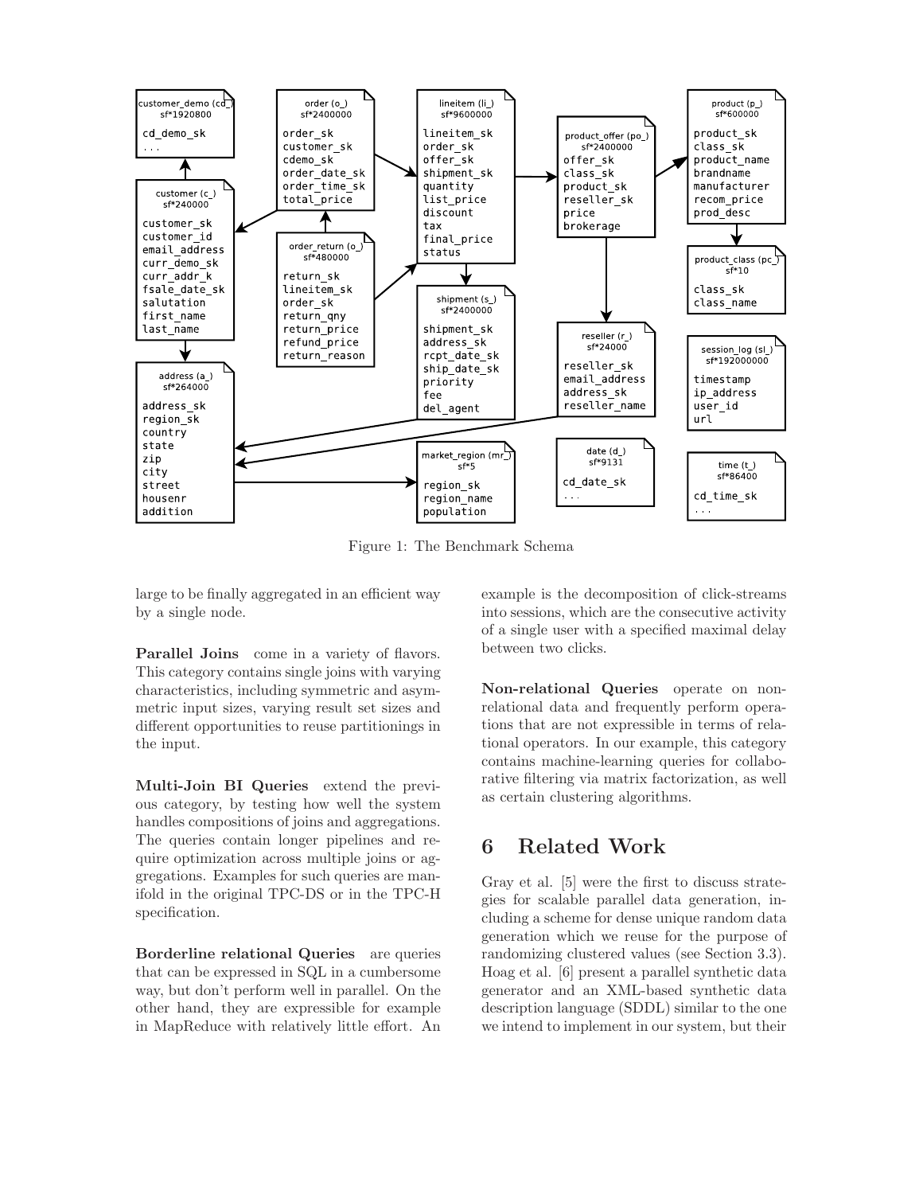Figure 1: The Benchmark Schema

large to be finally aggregated in an efficient way by a single node.

**Parallel Joins** come in a variety of flavors. This category contains single joins with varying characteristics, including symmetric and asymmetric input sizes, varying result set sizes and different opportunities to reuse partitionings in the input.

**Multi-Join BI Queries** extend the previous category, by testing how well the system handles compositions of joins and aggregations. The queries contain longer pipelines and require optimization across multiple joins or aggregations. Examples for such queries are manifold in the original TPC-DS or in the TPC-H specification.

**Borderline relational Queries** are queries that can be expressed in SQL in a cumbersome way, but don't perform well in parallel. On the other hand, they are expressible for example in MapReduce with relatively little effort. An example is the decomposition of click-streams into sessions, which are the consecutive activity of a single user with a specified maximal delay between two clicks.

**Non-relational Queries** operate on non-relational data and frequently perform operations that are not expressible in terms of relational operators. In our example, this category contains machine-learning queries for collaborative filtering via matrix factorization, as well as certain clustering algorithms.

# 6 Related Work

Gray et al. [5] were the first to discuss strategies for scalable parallel data generation, including a scheme for dense unique random data generation which we reuse for the purpose of randomizing clustered values (see Section 3.3). Hoag et al. [6] present a parallel synthetic data generator and an XML-based synthetic data description language (SDDL) similar to the one we intend to implement in our system, but their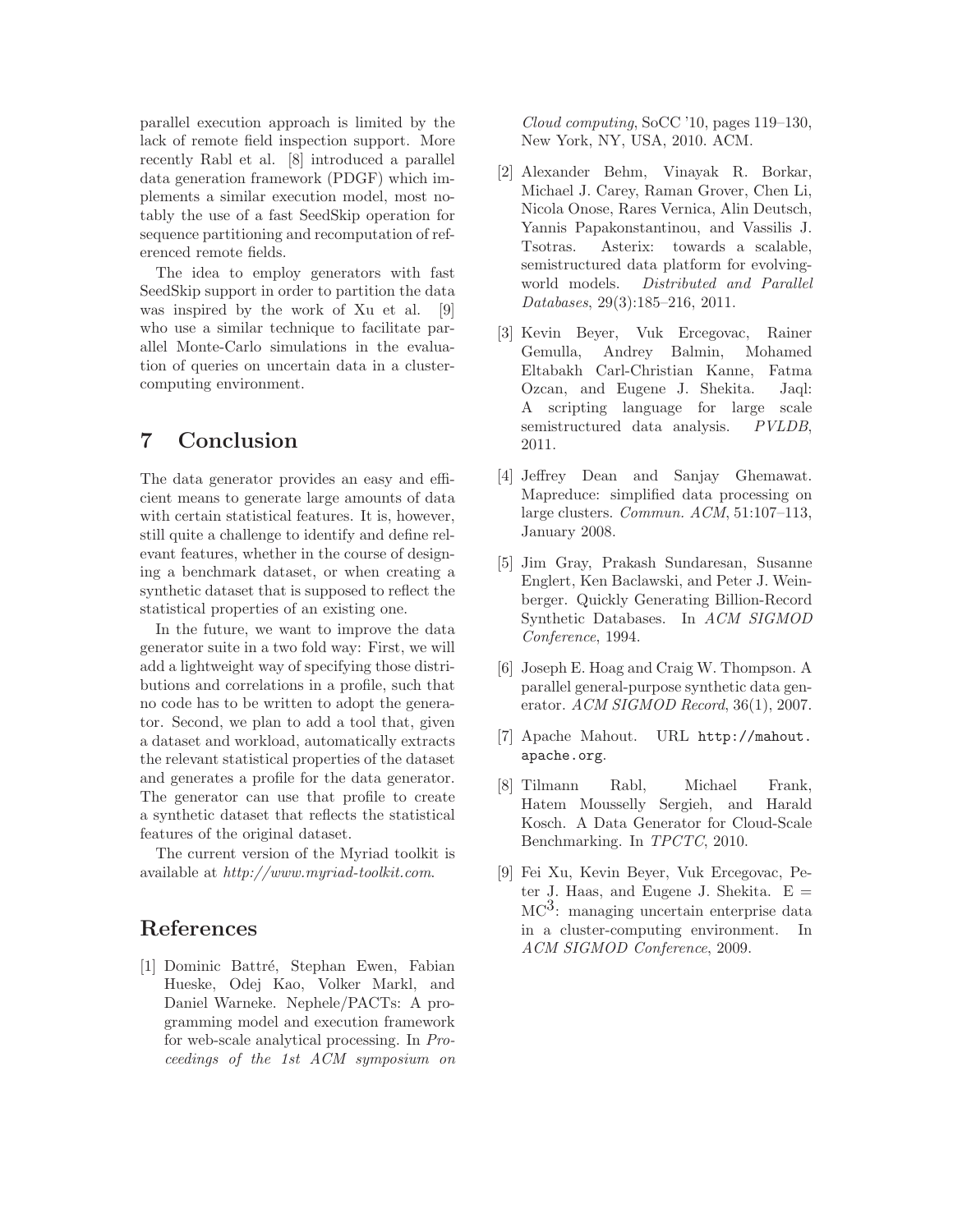parallel execution approach is limited by the lack of remote field inspection support. More recently Rabl et al. [8] introduced a parallel data generation framework (PDGF) which implements a similar execution model, most notably the use of a fast SeedSkip operation for sequence partitioning and recomputation of referenced remote fields.

The idea to employ generators with fast SeedSkip support in order to partition the data was inspired by the work of Xu et al. [9] who use a similar technique to facilitate parallel Monte-Carlo simulations in the evaluation of queries on uncertain data in a cluster-computing environment.

# 7 Conclusion

The data generator provides an easy and efficient means to generate large amounts of data with certain statistical features. It is, however, still quite a challenge to identify and define relevant features, whether in the course of designing a benchmark dataset, or when creating a synthetic dataset that is supposed to reflect the statistical properties of an existing one.

In the future, we want to improve the data generator suite in a two fold way: First, we will add a lightweight way of specifying those distributions and correlations in a profile, such that no code has to be written to adopt the generator. Second, we plan to add a tool that, given a dataset and workload, automatically extracts the relevant statistical properties of the dataset and generates a profile for the data generator. The generator can use that profile to create a synthetic dataset that reflects the statistical features of the original dataset.

The current version of the Myriad toolkit is available at *http://www.myriad-toolkit.com*.

# References

[1] Dominic Battré, Stephan Ewen, Fabian Hueske, Odej Kao, Volker Markl, and Daniel Warneke. Nephele/PACTs: A programming model and execution framework for web-scale analytical processing. In *Proceedings of the 1st ACM symposium on Cloud computing*, SoCC '10, pages 119–130, New York, NY, USA, 2010. ACM.

[2] Alexander Behm, Vinayak R. Borkar, Michael J. Carey, Raman Grover, Chen Li, Nicola Onose, Rares Vernica, Alin Deutsch, Yannis Papakonstantinou, and Vassilis J. Tsotras. Asterix: towards a scalable, semistructured data platform for evolving-world models. *Distributed and Parallel Databases*, 29(3):185–216, 2011.

[3] Kevin Beyer, Vuk Ercegovac, Rainer Gemulla, Andrey Balmin, Mohamed Eltabakh Carl-Christian Kanne, Fatma Ozcan, and Eugene J. Shekita. Jaql: A scripting language for large scale semistructured data analysis. *PVLDB*, 2011.

[4] Jeffrey Dean and Sanjay Ghemawat. Mapreduce: simplified data processing on large clusters. *Commun. ACM*, 51:107–113, January 2008.

[5] Jim Gray, Prakash Sundaresan, Susanne Englert, Ken Baclawski, and Peter J. Weinberger. Quickly Generating Billion-Record Synthetic Databases. In *ACM SIGMOD Conference*, 1994.

[6] Joseph E. Hoag and Craig W. Thompson. A parallel general-purpose synthetic data generator. *ACM SIGMOD Record*, 36(1), 2007.

[7] Apache Mahout. URL `http://mahout.apache.org`.

[8] Tilmann Rabl, Michael Frank, Hatem Mousselly Sergieh, and Harald Kosch. A Data Generator for Cloud-Scale Benchmarking. In *TPCTC*, 2010.

[9] Fei Xu, Kevin Beyer, Vuk Ercegovac, Peter J. Haas, and Eugene J. Shekita. $E = MC^3$: managing uncertain enterprise data in a cluster-computing environment. In *ACM SIGMOD Conference*, 2009.